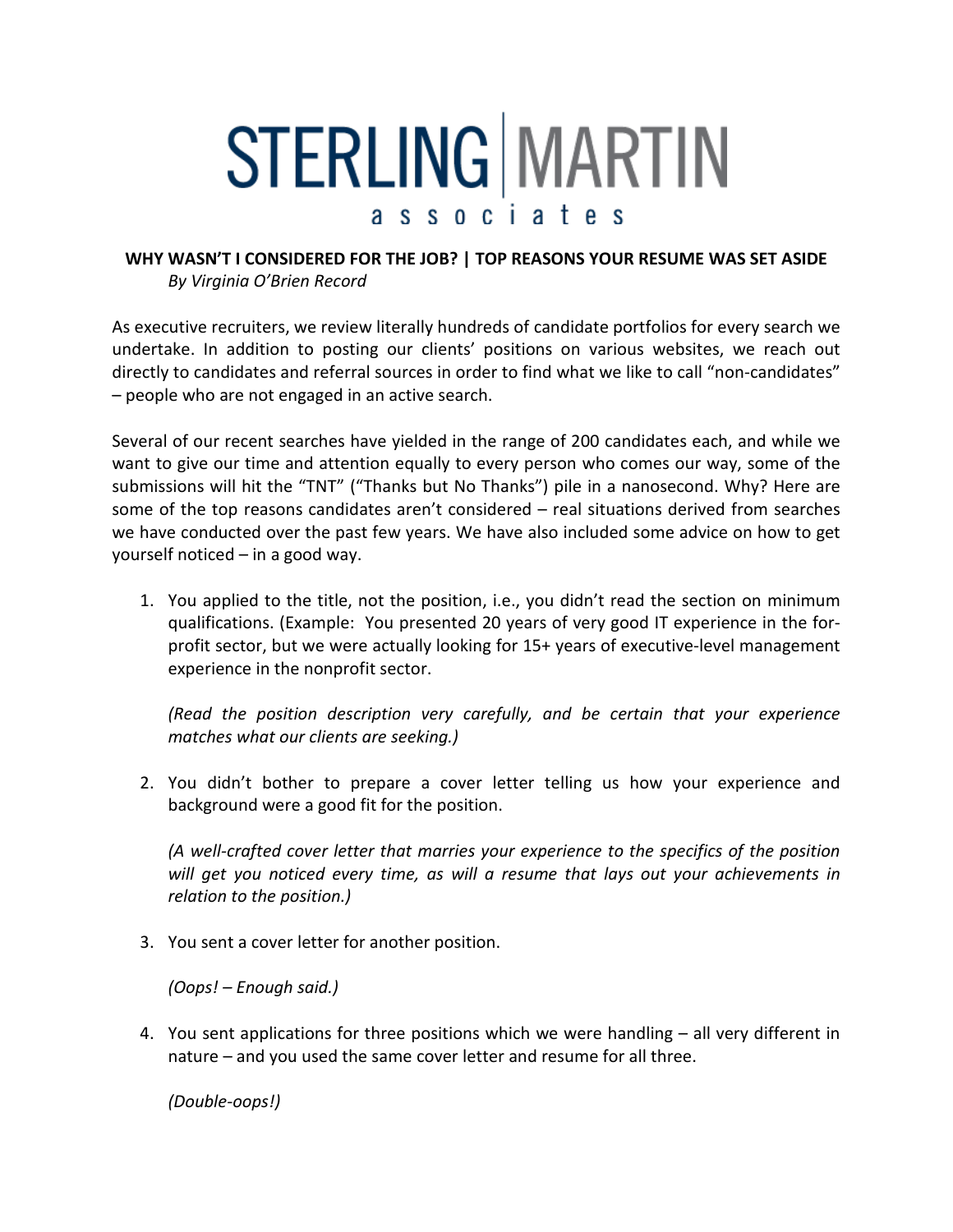# STERLING | MARTIN associates

**WHY WASN'T I CONSIDERED FOR THE JOB? | TOP REASONS YOUR RESUME WAS SET ASIDE**

*By Virginia O'Brien Record*

As executive recruiters, we review literally hundreds of candidate portfolios for every search we undertake. In addition to posting our clients' positions on various websites, we reach out directly to candidates and referral sources in order to find what we like to call "non-candidates" – people who are not engaged in an active search.

Several of our recent searches have yielded in the range of 200 candidates each, and while we want to give our time and attention equally to every person who comes our way, some of the submissions will hit the "TNT" ("Thanks but No Thanks") pile in a nanosecond. Why? Here are some of the top reasons candidates aren't considered – real situations derived from searches we have conducted over the past few years. We have also included some advice on how to get yourself noticed – in a good way.

1. You applied to the title, not the position, i.e., you didn't read the section on minimum qualifications. (Example: You presented 20 years of very good IT experience in the for-profit sector, but we were actually looking for 15+ years of executive-level management experience in the nonprofit sector.

   *(Read the position description very carefully, and be certain that your experience matches what our clients are seeking.)*

2. You didn't bother to prepare a cover letter telling us how your experience and background were a good fit for the position.

   *(A well-crafted cover letter that marries your experience to the specifics of the position will get you noticed every time, as will a resume that lays out your achievements in relation to the position.)*

3. You sent a cover letter for another position.

   *(Oops! – Enough said.)*

4. You sent applications for three positions which we were handling – all very different in nature – and you used the same cover letter and resume for all three.

   *(Double-oops!)*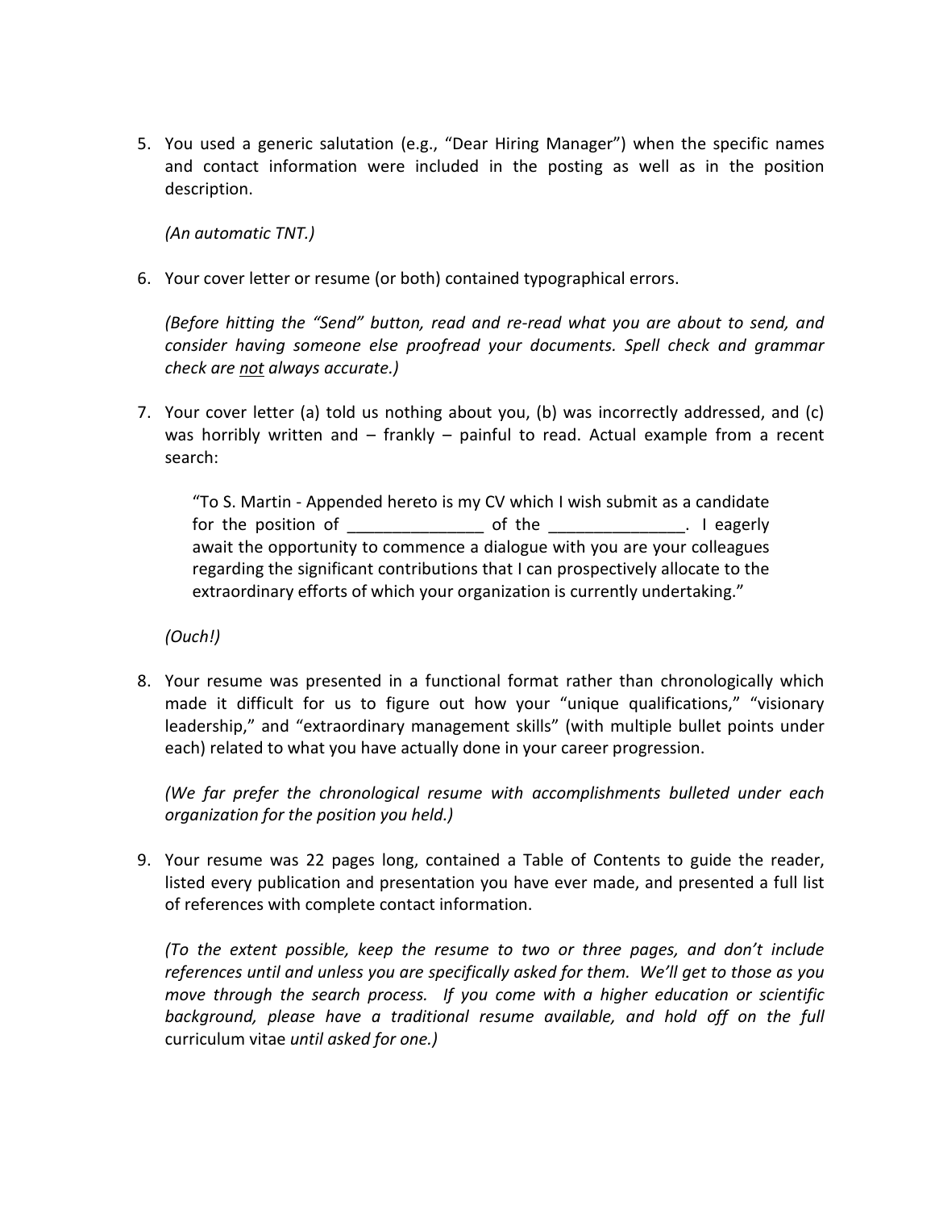5. You used a generic salutation (e.g., "Dear Hiring Manager") when the specific names and contact information were included in the posting as well as in the position description.

   *(An automatic TNT.)*

6. Your cover letter or resume (or both) contained typographical errors.

   *(Before hitting the "Send" button, read and re-read what you are about to send, and consider having someone else proofread your documents. Spell check and grammar check are <u>not</u> always accurate.)*

7. Your cover letter (a) told us nothing about you, (b) was incorrectly addressed, and (c) was horribly written and – frankly – painful to read. Actual example from a recent search:

   > "To S. Martin - Appended hereto is my CV which I wish submit as a candidate for the position of _______________ of the _______________. I eagerly await the opportunity to commence a dialogue with you are your colleagues regarding the significant contributions that I can prospectively allocate to the extraordinary efforts of which your organization is currently undertaking."

   *(Ouch!)*

8. Your resume was presented in a functional format rather than chronologically which made it difficult for us to figure out how your "unique qualifications," "visionary leadership," and "extraordinary management skills" (with multiple bullet points under each) related to what you have actually done in your career progression.

   *(We far prefer the chronological resume with accomplishments bulleted under each organization for the position you held.)*

9. Your resume was 22 pages long, contained a Table of Contents to guide the reader, listed every publication and presentation you have ever made, and presented a full list of references with complete contact information.

   *(To the extent possible, keep the resume to two or three pages, and don't include references until and unless you are specifically asked for them. We'll get to those as you move through the search process. If you come with a higher education or scientific background, please have a traditional resume available, and hold off on the full* curriculum vitae *until asked for one.)*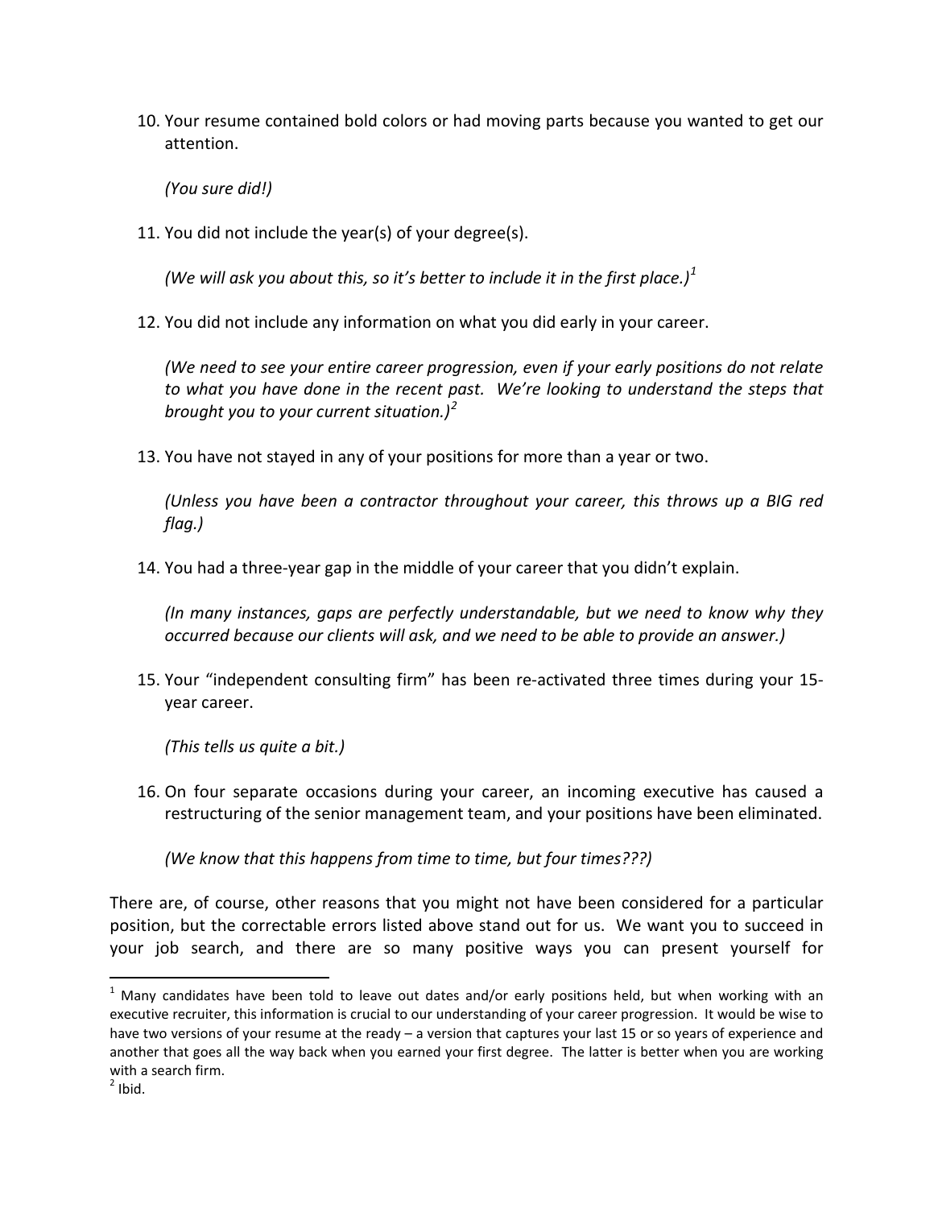10. Your resume contained bold colors or had moving parts because you wanted to get our attention.

    *(You sure did!)*

11. You did not include the year(s) of your degree(s).

    *(We will ask you about this, so it's better to include it in the first place.)*[1]

12. You did not include any information on what you did early in your career.

    *(We need to see your entire career progression, even if your early positions do not relate to what you have done in the recent past. We're looking to understand the steps that brought you to your current situation.)*[2]

13. You have not stayed in any of your positions for more than a year or two.

    *(Unless you have been a contractor throughout your career, this throws up a BIG red flag.)*

14. You had a three-year gap in the middle of your career that you didn't explain.

    *(In many instances, gaps are perfectly understandable, but we need to know why they occurred because our clients will ask, and we need to be able to provide an answer.)*

15. Your "independent consulting firm" has been re-activated three times during your 15-year career.

    *(This tells us quite a bit.)*

16. On four separate occasions during your career, an incoming executive has caused a restructuring of the senior management team, and your positions have been eliminated.

    *(We know that this happens from time to time, but four times???)*

There are, of course, other reasons that you might not have been considered for a particular position, but the correctable errors listed above stand out for us. We want you to succeed in your job search, and there are so many positive ways you can present yourself for

---

[1] Many candidates have been told to leave out dates and/or early positions held, but when working with an executive recruiter, this information is crucial to our understanding of your career progression. It would be wise to have two versions of your resume at the ready – a version that captures your last 15 or so years of experience and another that goes all the way back when you earned your first degree. The latter is better when you are working with a search firm.

[2] Ibid.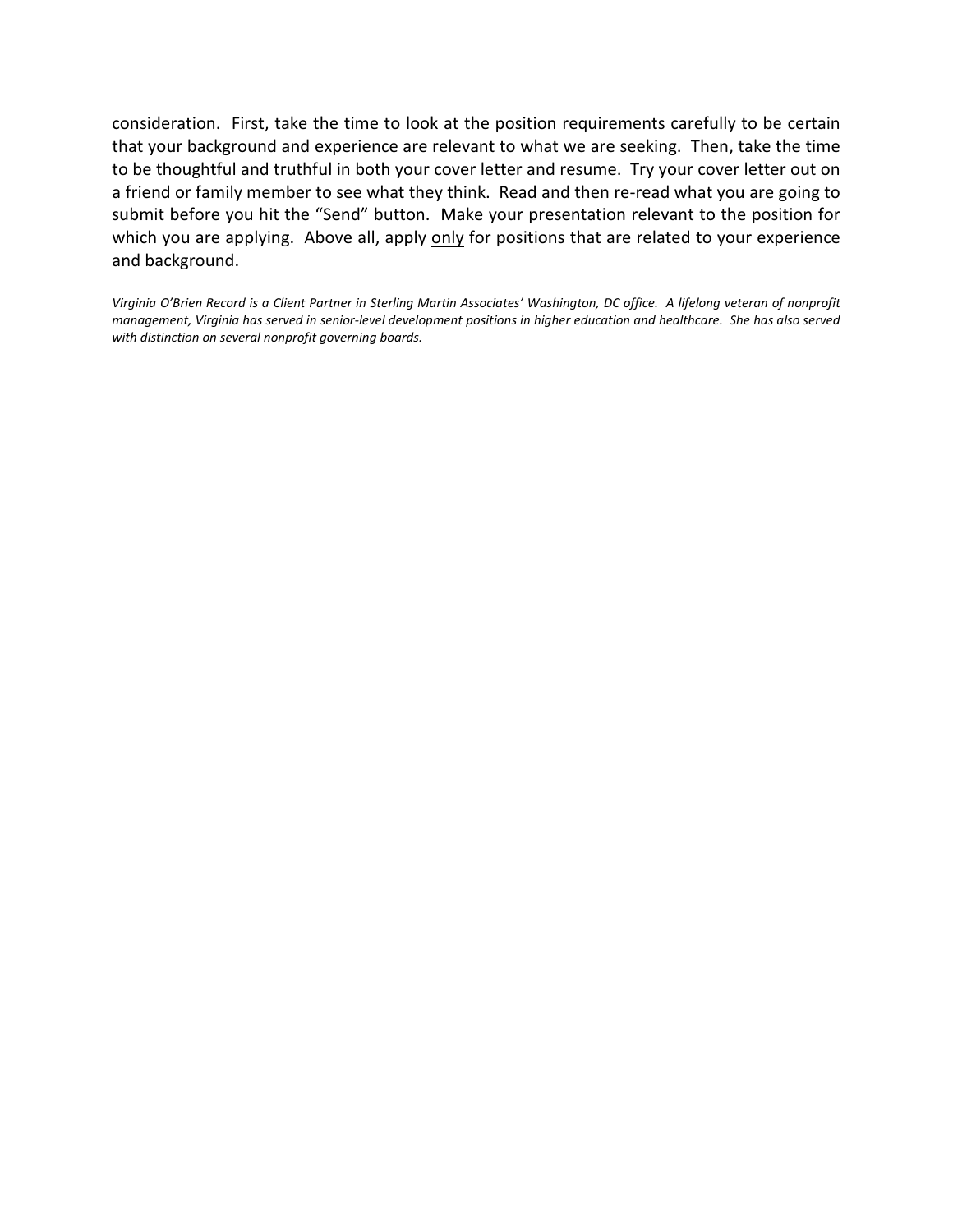consideration.  First, take the time to look at the position requirements carefully to be certain that your background and experience are relevant to what we are seeking.  Then, take the time to be thoughtful and truthful in both your cover letter and resume.  Try your cover letter out on a friend or family member to see what they think.  Read and then re-read what you are going to submit before you hit the "Send" button.  Make your presentation relevant to the position for which you are applying.  Above all, apply <u>only</u> for positions that are related to your experience and background.

*Virginia O'Brien Record is a Client Partner in Sterling Martin Associates' Washington, DC office.  A lifelong veteran of nonprofit management, Virginia has served in senior-level development positions in higher education and healthcare.  She has also served with distinction on several nonprofit governing boards.*